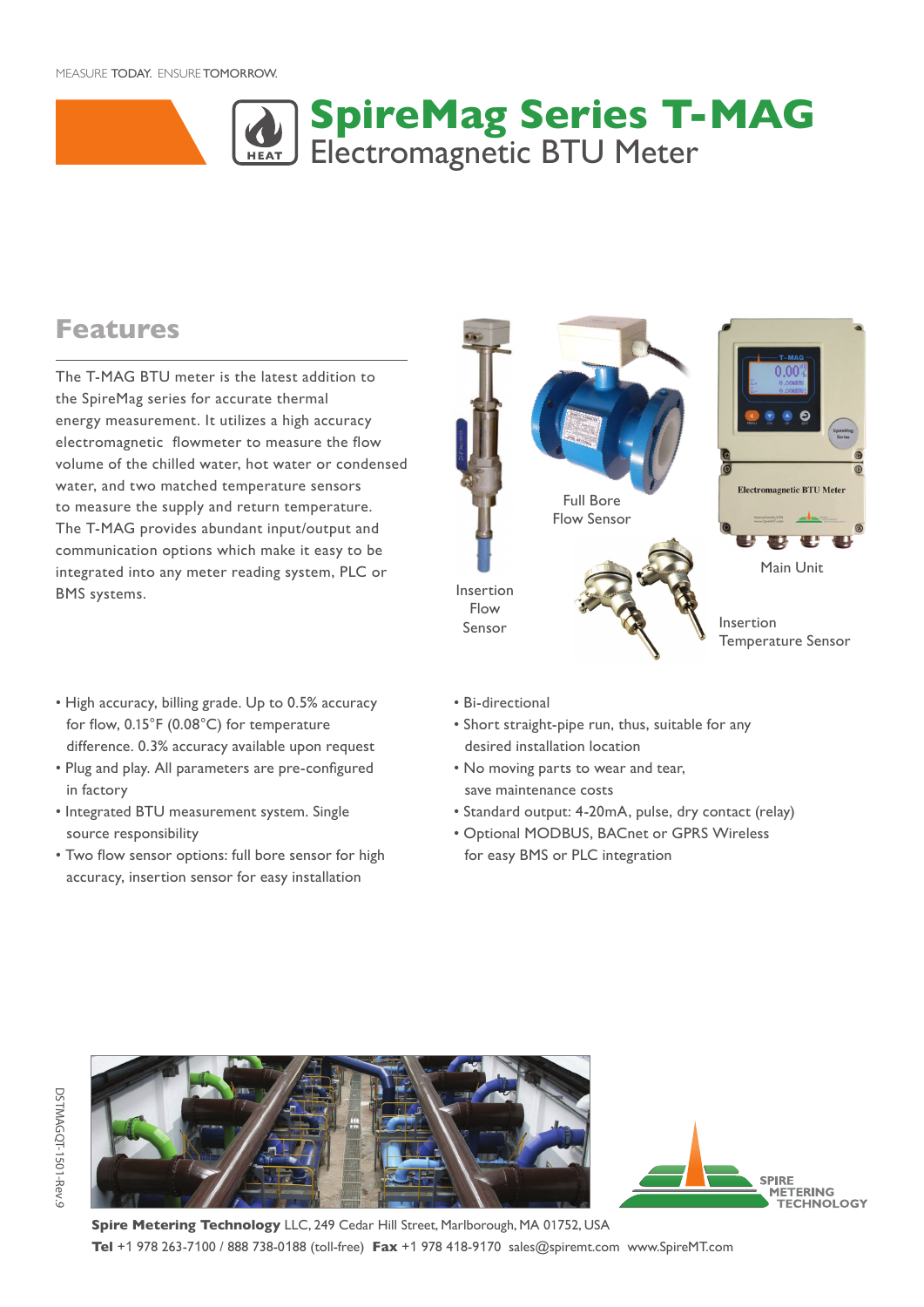MEASURE TODAY. ENSURE TOMORROW.

# SpireMag Series T-MAG
## Electromagnetic BTU Meter

## Features

The T-MAG BTU meter is the latest addition to the SpireMag series for accurate thermal energy measurement. It utilizes a high accuracy electromagnetic flowmeter to measure the flow volume of the chilled water, hot water or condensed water, and two matched temperature sensors to measure the supply and return temperature. The T-MAG provides abundant input/output and communication options which make it easy to be integrated into any meter reading system, PLC or BMS systems.

Insertion Flow Sensor

Full Bore Flow Sensor

Main Unit

Insertion Temperature Sensor

- High accuracy, billing grade. Up to 0.5% accuracy for flow, 0.15°F (0.08°C) for temperature difference. 0.3% accuracy available upon request
- Plug and play. All parameters are pre-configured in factory
- Integrated BTU measurement system. Single source responsibility
- Two flow sensor options: full bore sensor for high accuracy, insertion sensor for easy installation
- Bi-directional
- Short straight-pipe run, thus, suitable for any desired installation location
- No moving parts to wear and tear, save maintenance costs
- Standard output: 4-20mA, pulse, dry contact (relay)
- Optional MODBUS, BACnet or GPRS Wireless for easy BMS or PLC integration

DSTMAGQT-1501-Rev.9

SPIRE METERING TECHNOLOGY

**Spire Metering Technology** LLC, 249 Cedar Hill Street, Marlborough, MA 01752, USA
**Tel** +1 978 263-7100 / 888 738-0188 (toll-free) **Fax** +1 978 418-9170 sales@spiremt.com www.SpireMT.com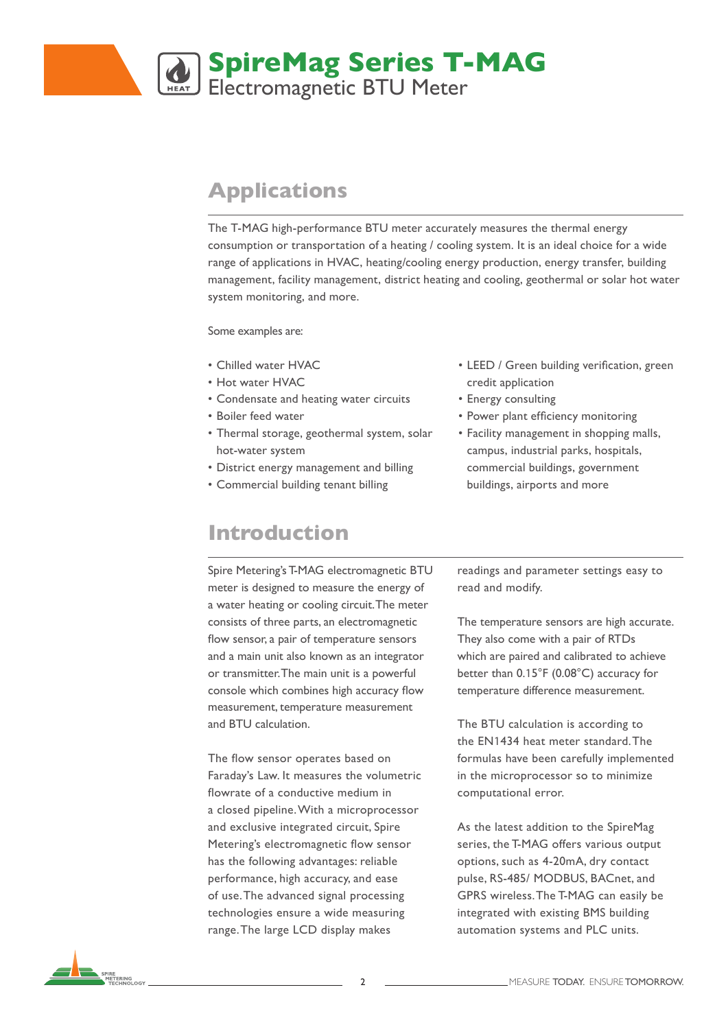# SpireMag Series T-MAG

Electromagnetic BTU Meter

## Applications

The T-MAG high-performance BTU meter accurately measures the thermal energy consumption or transportation of a heating / cooling system. It is an ideal choice for a wide range of applications in HVAC, heating/cooling energy production, energy transfer, building management, facility management, district heating and cooling, geothermal or solar hot water system monitoring, and more.

Some examples are:

- Chilled water HVAC
- Hot water HVAC
- Condensate and heating water circuits
- Boiler feed water
- Thermal storage, geothermal system, solar hot-water system
- District energy management and billing
- Commercial building tenant billing
- LEED / Green building verification, green credit application
- Energy consulting
- Power plant efficiency monitoring
- Facility management in shopping malls, campus, industrial parks, hospitals, commercial buildings, government buildings, airports and more

## Introduction

Spire Metering's T-MAG electromagnetic BTU meter is designed to measure the energy of a water heating or cooling circuit. The meter consists of three parts, an electromagnetic flow sensor, a pair of temperature sensors and a main unit also known as an integrator or transmitter. The main unit is a powerful console which combines high accuracy flow measurement, temperature measurement and BTU calculation.

The flow sensor operates based on Faraday's Law. It measures the volumetric flowrate of a conductive medium in a closed pipeline. With a microprocessor and exclusive integrated circuit, Spire Metering's electromagnetic flow sensor has the following advantages: reliable performance, high accuracy, and ease of use. The advanced signal processing technologies ensure a wide measuring range. The large LCD display makes readings and parameter settings easy to read and modify.

The temperature sensors are high accurate. They also come with a pair of RTDs which are paired and calibrated to achieve better than 0.15°F (0.08°C) accuracy for temperature difference measurement.

The BTU calculation is according to the EN1434 heat meter standard. The formulas have been carefully implemented in the microprocessor so to minimize computational error.

As the latest addition to the SpireMag series, the T-MAG offers various output options, such as 4-20mA, dry contact pulse, RS-485/ MODBUS, BACnet, and GPRS wireless. The T-MAG can easily be integrated with existing BMS building automation systems and PLC units.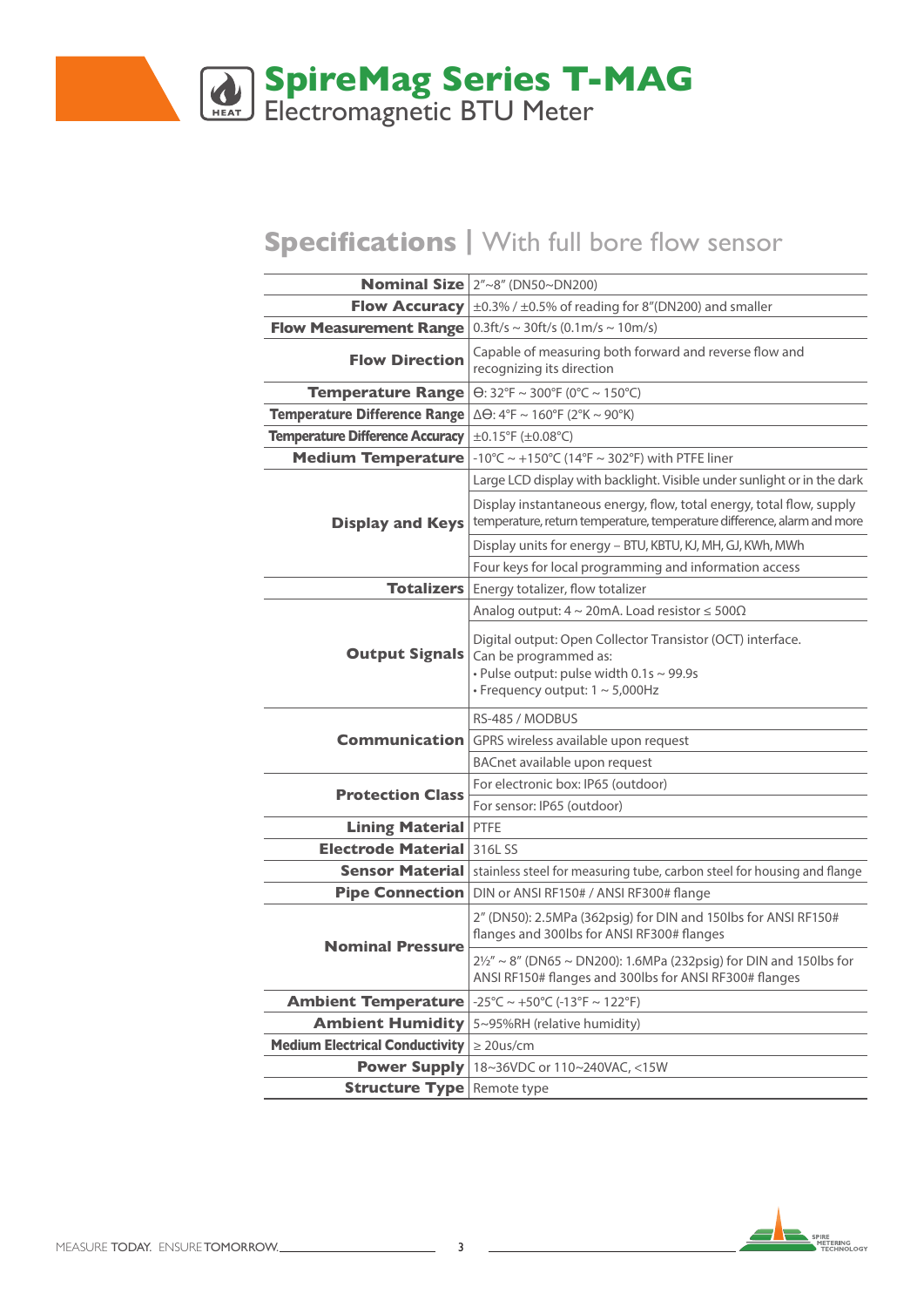# SpireMag Series T-MAG
Electromagnetic BTU Meter

## Specifications | With full bore flow sensor

| | |
|---|---|
| **Nominal Size** | 2″~8″ (DN50~DN200) |
| **Flow Accuracy** | ±0.3% / ±0.5% of reading for 8″(DN200) and smaller |
| **Flow Measurement Range** | 0.3ft/s ~ 30ft/s (0.1m/s ~ 10m/s) |
| **Flow Direction** | Capable of measuring both forward and reverse flow and recognizing its direction |
| **Temperature Range** | Θ: 32°F ~ 300°F (0°C ~ 150°C) |
| **Temperature Difference Range** | ΔΘ: 4°F ~ 160°F (2°K ~ 90°K) |
| **Temperature Difference Accuracy** | ±0.15°F (±0.08°C) |
| **Medium Temperature** | -10°C ~ +150°C (14°F ~ 302°F) with PTFE liner |
| **Display and Keys** | Large LCD display with backlight. Visible under sunlight or in the dark |
| | Display instantaneous energy, flow, total energy, total flow, supply temperature, return temperature, temperature difference, alarm and more |
| | Display units for energy – BTU, KBTU, KJ, MH, GJ, KWh, MWh |
| | Four keys for local programming and information access |
| **Totalizers** | Energy totalizer, flow totalizer |
| **Output Signals** | Analog output: 4 ~ 20mA. Load resistor ≤ 500Ω |
| | Digital output: Open Collector Transistor (OCT) interface. Can be programmed as:<br>• Pulse output: pulse width 0.1s ~ 99.9s<br>• Frequency output: 1 ~ 5,000Hz |
| **Communication** | RS-485 / MODBUS |
| | GPRS wireless available upon request |
| | BACnet available upon request |
| **Protection Class** | For electronic box: IP65 (outdoor) |
| | For sensor: IP65 (outdoor) |
| **Lining Material** | PTFE |
| **Electrode Material** | 316L SS |
| **Sensor Material** | stainless steel for measuring tube, carbon steel for housing and flange |
| **Pipe Connection** | DIN or ANSI RF150# / ANSI RF300# flange |
| **Nominal Pressure** | 2″ (DN50): 2.5MPa (362psig) for DIN and 150lbs for ANSI RF150# flanges and 300lbs for ANSI RF300# flanges |
| | 2½″ ~ 8″ (DN65 ~ DN200): 1.6MPa (232psig) for DIN and 150lbs for ANSI RF150# flanges and 300lbs for ANSI RF300# flanges |
| **Ambient Temperature** | -25°C ~ +50°C (-13°F ~ 122°F) |
| **Ambient Humidity** | 5~95%RH (relative humidity) |
| **Medium Electrical Conductivity** | ≥ 20us/cm |
| **Power Supply** | 18~36VDC or 110~240VAC, <15W |
| **Structure Type** | Remote type |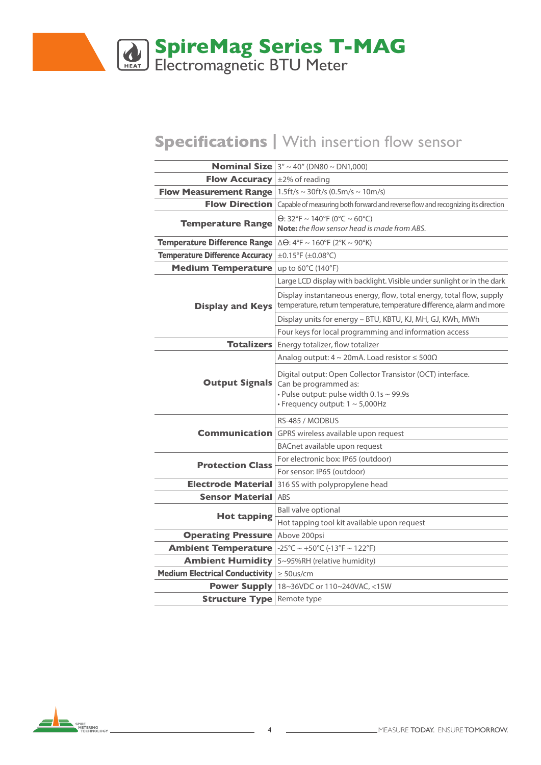# SpireMag Series T-MAG
Electromagnetic BTU Meter

## Specifications | With insertion flow sensor

| | |
|---|---|
| **Nominal Size** | 3" ~ 40" (DN80 ~ DN1,000) |
| **Flow Accuracy** | ±2% of reading |
| **Flow Measurement Range** | 1.5ft/s ~ 30ft/s (0.5m/s ~ 10m/s) |
| **Flow Direction** | Capable of measuring both forward and reverse flow and recognizing its direction |
| **Temperature Range** | Θ: 32°F ~ 140°F (0°C ~ 60°C)<br>**Note:** *the flow sensor head is made from ABS.* |
| **Temperature Difference Range** | ΔΘ: 4°F ~ 160°F (2°K ~ 90°K) |
| **Temperature Difference Accuracy** | ±0.15°F (±0.08°C) |
| **Medium Temperature** | up to 60°C (140°F) |
| **Display and Keys** | Large LCD display with backlight. Visible under sunlight or in the dark |
| | Display instantaneous energy, flow, total energy, total flow, supply temperature, return temperature, temperature difference, alarm and more |
| | Display units for energy – BTU, KBTU, KJ, MH, GJ, KWh, MWh |
| | Four keys for local programming and information access |
| **Totalizers** | Energy totalizer, flow totalizer |
| **Output Signals** | Analog output: 4 ~ 20mA. Load resistor ≤ 500Ω |
| | Digital output: Open Collector Transistor (OCT) interface.<br>Can be programmed as:<br>• Pulse output: pulse width 0.1s ~ 99.9s<br>• Frequency output: 1 ~ 5,000Hz |
| **Communication** | RS-485 / MODBUS |
| | GPRS wireless available upon request |
| | BACnet available upon request |
| **Protection Class** | For electronic box: IP65 (outdoor) |
| | For sensor: IP65 (outdoor) |
| **Electrode Material** | 316 SS with polypropylene head |
| **Sensor Material** | ABS |
| **Hot tapping** | Ball valve optional |
| | Hot tapping tool kit available upon request |
| **Operating Pressure** | Above 200psi |
| **Ambient Temperature** | -25°C ~ +50°C (-13°F ~ 122°F) |
| **Ambient Humidity** | 5~95%RH (relative humidity) |
| **Medium Electrical Conductivity** | ≥ 50us/cm |
| **Power Supply** | 18~36VDC or 110~240VAC, <15W |
| **Structure Type** | Remote type |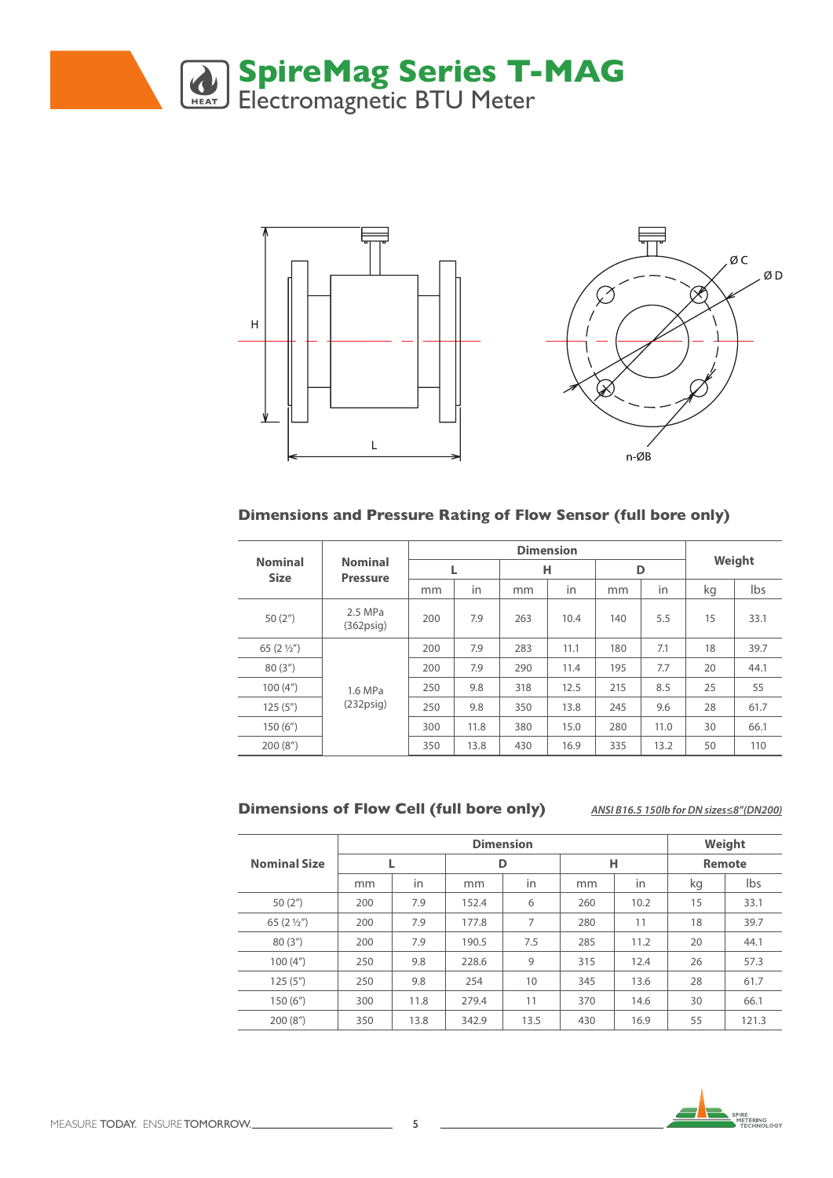# SpireMag Series T-MAG

Electromagnetic BTU Meter

## Dimensions and Pressure Rating of Flow Sensor (full bore only)

| Nominal Size | Nominal Pressure | Dimension | | | | | | Weight | |
|---|---|---|---|---|---|---|---|---|---|
| | | L | | H | | D | | | |
| | | mm | in | mm | in | mm | in | kg | lbs |
| 50 (2") | 2.5 MPa (362psig) | 200 | 7.9 | 263 | 10.4 | 140 | 5.5 | 15 | 33.1 |
| 65 (2 ½") | 1.6 MPa (232psig) | 200 | 7.9 | 283 | 11.1 | 180 | 7.1 | 18 | 39.7 |
| 80 (3") | | 200 | 7.9 | 290 | 11.4 | 195 | 7.7 | 20 | 44.1 |
| 100 (4") | | 250 | 9.8 | 318 | 12.5 | 215 | 8.5 | 25 | 55 |
| 125 (5") | | 250 | 9.8 | 350 | 13.8 | 245 | 9.6 | 28 | 61.7 |
| 150 (6") | | 300 | 11.8 | 380 | 15.0 | 280 | 11.0 | 30 | 66.1 |
| 200 (8") | | 350 | 13.8 | 430 | 16.9 | 335 | 13.2 | 50 | 110 |

## Dimensions of Flow Cell (full bore only)

*ANSI B16.5 150lb for DN sizes≤8"(DN200)*

| Nominal Size | Dimension | | | | | | Weight | |
|---|---|---|---|---|---|---|---|---|
| | L | | D | | H | | Remote | |
| | mm | in | mm | in | mm | in | kg | lbs |
| 50 (2") | 200 | 7.9 | 152.4 | 6 | 260 | 10.2 | 15 | 33.1 |
| 65 (2 ½") | 200 | 7.9 | 177.8 | 7 | 280 | 11 | 18 | 39.7 |
| 80 (3") | 200 | 7.9 | 190.5 | 7.5 | 285 | 11.2 | 20 | 44.1 |
| 100 (4") | 250 | 9.8 | 228.6 | 9 | 315 | 12.4 | 26 | 57.3 |
| 125 (5") | 250 | 9.8 | 254 | 10 | 345 | 13.6 | 28 | 61.7 |
| 150 (6") | 300 | 11.8 | 279.4 | 11 | 370 | 14.6 | 30 | 66.1 |
| 200 (8") | 350 | 13.8 | 342.9 | 13.5 | 430 | 16.9 | 55 | 121.3 |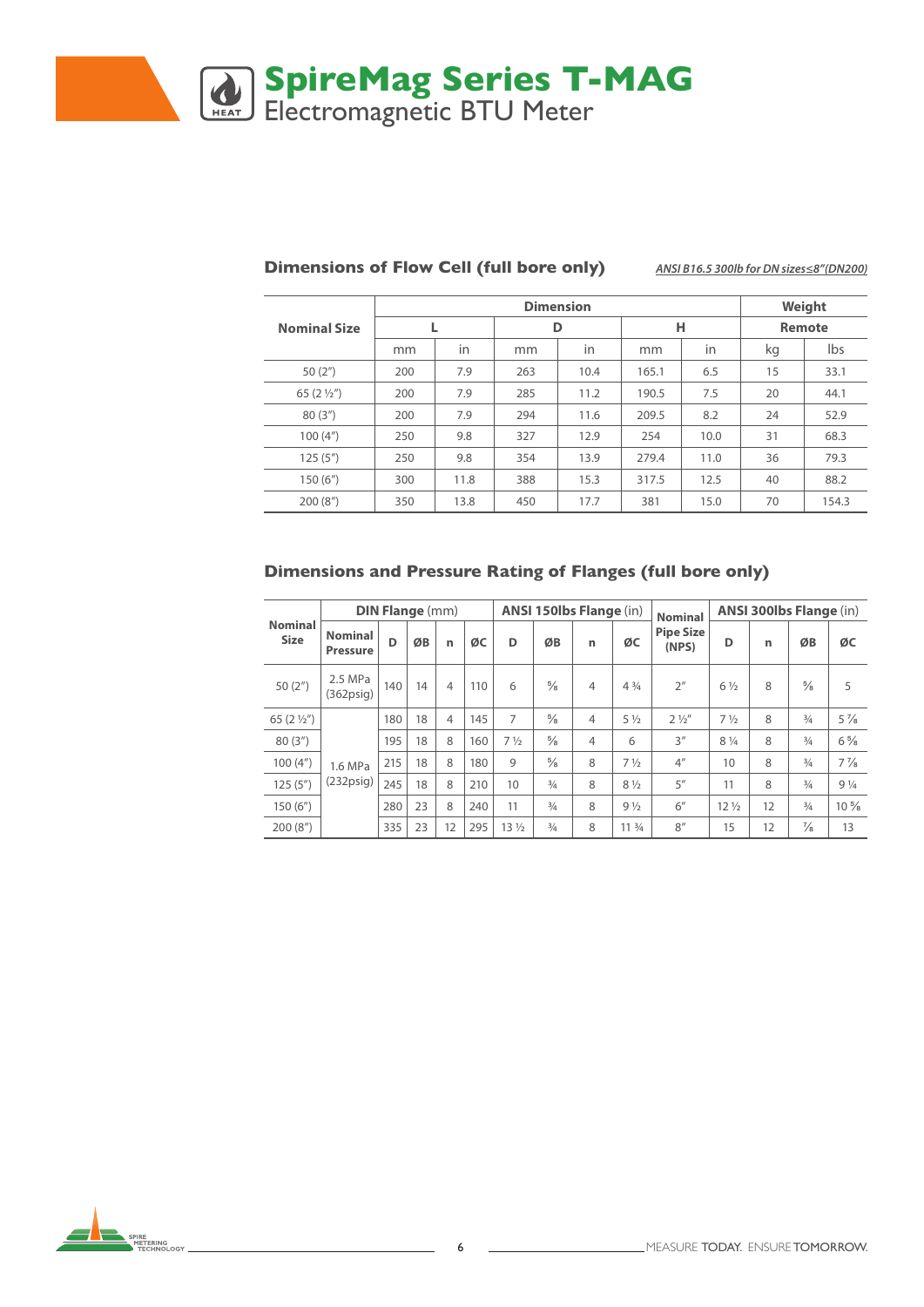# SpireMag Series T-MAG
Electromagnetic BTU Meter

## Dimensions of Flow Cell (full bore only)

*ANSI B16.5 300lb for DN sizes≤8"(DN200)*

| Nominal Size | Dimension | | | | | | Weight | |
|---|---|---|---|---|---|---|---|---|
| | L | | D | | H | | Remote | |
| | mm | in | mm | in | mm | in | kg | lbs |
| 50 (2") | 200 | 7.9 | 263 | 10.4 | 165.1 | 6.5 | 15 | 33.1 |
| 65 (2 ½") | 200 | 7.9 | 285 | 11.2 | 190.5 | 7.5 | 20 | 44.1 |
| 80 (3") | 200 | 7.9 | 294 | 11.6 | 209.5 | 8.2 | 24 | 52.9 |
| 100 (4") | 250 | 9.8 | 327 | 12.9 | 254 | 10.0 | 31 | 68.3 |
| 125 (5") | 250 | 9.8 | 354 | 13.9 | 279.4 | 11.0 | 36 | 79.3 |
| 150 (6") | 300 | 11.8 | 388 | 15.3 | 317.5 | 12.5 | 40 | 88.2 |
| 200 (8") | 350 | 13.8 | 450 | 17.7 | 381 | 15.0 | 70 | 154.3 |

## Dimensions and Pressure Rating of Flanges (full bore only)

| Nominal Size | DIN Flange (mm) | | | | | ANSI 150lbs Flange (in) | | | | Nominal Pipe Size (NPS) | ANSI 300lbs Flange (in) | | | |
|---|---|---|---|---|---|---|---|---|---|---|---|---|---|---|
| | Nominal Pressure | D | ØB | n | ØC | D | ØB | n | ØC | | D | n | ØB | ØC |
| 50 (2") | 2.5 MPa (362psig) | 140 | 14 | 4 | 110 | 6 | ⅝ | 4 | 4 ¾ | 2" | 6 ½ | 8 | ⅝ | 5 |
| 65 (2 ½") | 1.6 MPa (232psig) | 180 | 18 | 4 | 145 | 7 | ⅝ | 4 | 5 ½ | 2 ½" | 7 ½ | 8 | ¾ | 5 ⅞ |
| 80 (3") | | 195 | 18 | 8 | 160 | 7 ½ | ⅝ | 4 | 6 | 3" | 8 ¼ | 8 | ¾ | 6 ⅝ |
| 100 (4") | | 215 | 18 | 8 | 180 | 9 | ⅝ | 8 | 7 ½ | 4" | 10 | 8 | ¾ | 7 ⅞ |
| 125 (5") | | 245 | 18 | 8 | 210 | 10 | ¾ | 8 | 8 ½ | 5" | 11 | 8 | ¾ | 9 ¼ |
| 150 (6") | | 280 | 23 | 8 | 240 | 11 | ¾ | 8 | 9 ½ | 6" | 12 ½ | 12 | ¾ | 10 ⅝ |
| 200 (8") | | 335 | 23 | 12 | 295 | 13 ½ | ¾ | 8 | 11 ¾ | 8" | 15 | 12 | ⅞ | 13 |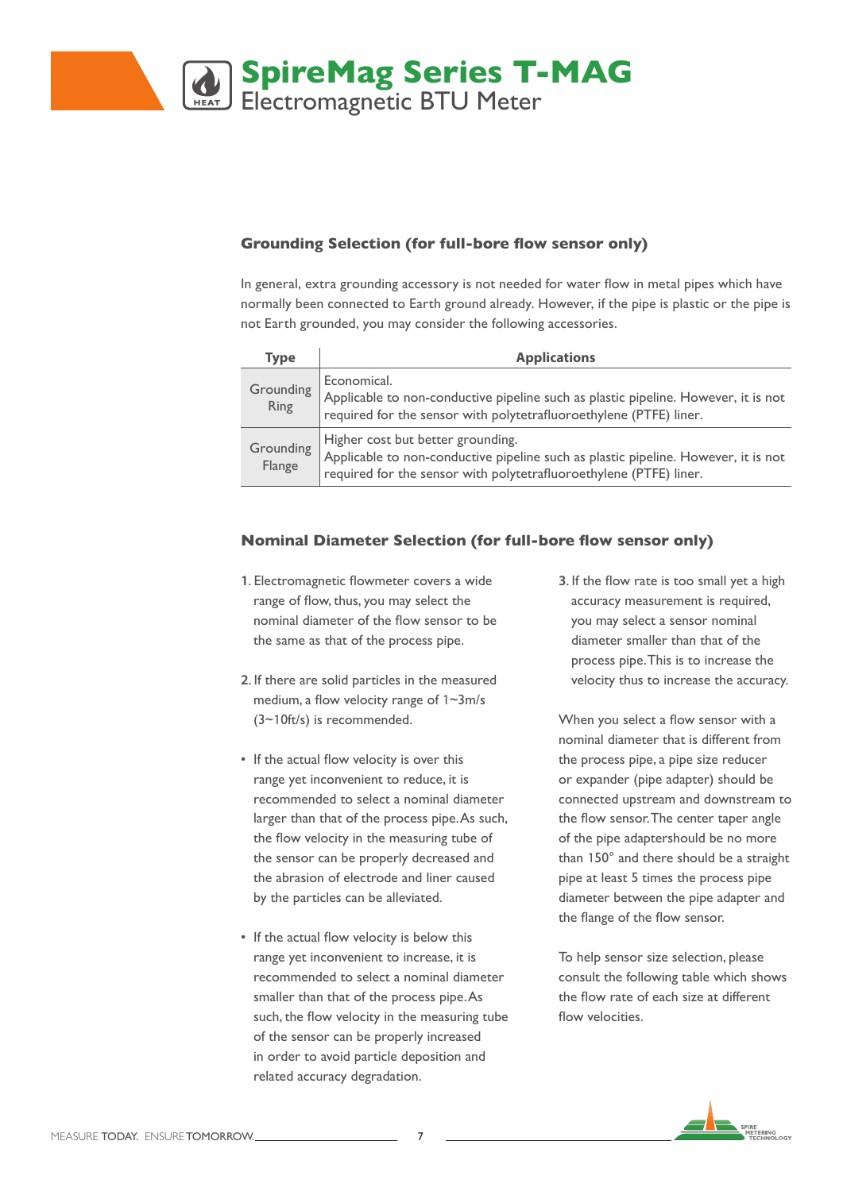# SpireMag Series T-MAG
## Electromagnetic BTU Meter

### Grounding Selection (for full-bore flow sensor only)

In general, extra grounding accessory is not needed for water flow in metal pipes which have normally been connected to Earth ground already. However, if the pipe is plastic or the pipe is not Earth grounded, you may consider the following accessories.

| Type | Applications |
|---|---|
| Grounding Ring | Economical.<br>Applicable to non-conductive pipeline such as plastic pipeline. However, it is not required for the sensor with polytetrafluoroethylene (PTFE) liner. |
| Grounding Flange | Higher cost but better grounding.<br>Applicable to non-conductive pipeline such as plastic pipeline. However, it is not required for the sensor with polytetrafluoroethylene (PTFE) liner. |

### Nominal Diameter Selection (for full-bore flow sensor only)

1. Electromagnetic flowmeter covers a wide range of flow, thus, you may select the nominal diameter of the flow sensor to be the same as that of the process pipe.

2. If there are solid particles in the measured medium, a flow velocity range of 1~3m/s (3~10ft/s) is recommended.

- If the actual flow velocity is over this range yet inconvenient to reduce, it is recommended to select a nominal diameter larger than that of the process pipe. As such, the flow velocity in the measuring tube of the sensor can be properly decreased and the abrasion of electrode and liner caused by the particles can be alleviated.

- If the actual flow velocity is below this range yet inconvenient to increase, it is recommended to select a nominal diameter smaller than that of the process pipe. As such, the flow velocity in the measuring tube of the sensor can be properly increased in order to avoid particle deposition and related accuracy degradation.

3. If the flow rate is too small yet a high accuracy measurement is required, you may select a sensor nominal diameter smaller than that of the process pipe. This is to increase the velocity thus to increase the accuracy.

When you select a flow sensor with a nominal diameter that is different from the process pipe, a pipe size reducer or expander (pipe adapter) should be connected upstream and downstream to the flow sensor. The center taper angle of the pipe adaptershould be no more than 150° and there should be a straight pipe at least 5 times the process pipe diameter between the pipe adapter and the flange of the flow sensor.

To help sensor size selection, please consult the following table which shows the flow rate of each size at different flow velocities.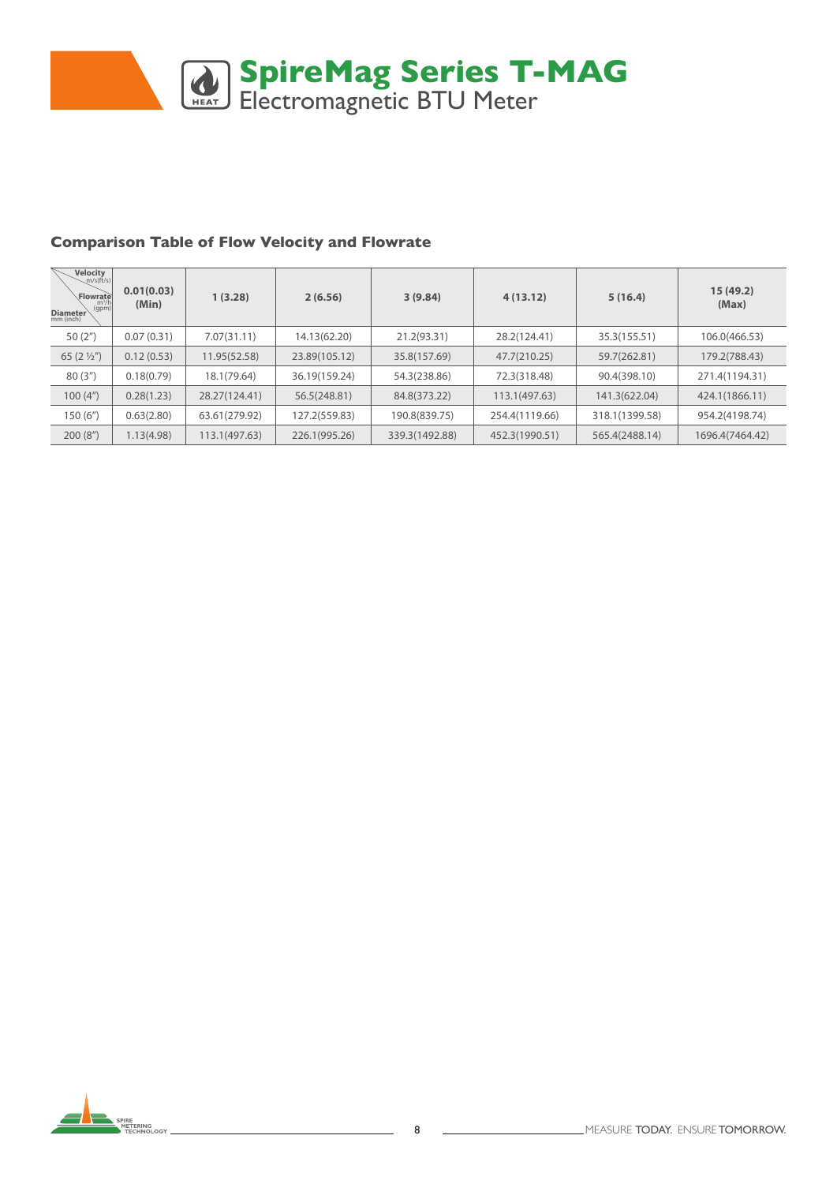# SpireMag Series T-MAG
Electromagnetic BTU Meter

### Comparison Table of Flow Velocity and Flowrate

| Velocity m/s(ft/s) / Flowrate $m^3/h$ (gpm) / Diameter mm (inch) | 0.01(0.03) (Min) | 1 (3.28) | 2 (6.56) | 3 (9.84) | 4 (13.12) | 5 (16.4) | 15 (49.2) (Max) |
|---|---|---|---|---|---|---|---|
| 50 (2") | 0.07 (0.31) | 7.07(31.11) | 14.13(62.20) | 21.2(93.31) | 28.2(124.41) | 35.3(155.51) | 106.0(466.53) |
| 65 (2 ½") | 0.12 (0.53) | 11.95(52.58) | 23.89(105.12) | 35.8(157.69) | 47.7(210.25) | 59.7(262.81) | 179.2(788.43) |
| 80 (3") | 0.18(0.79) | 18.1(79.64) | 36.19(159.24) | 54.3(238.86) | 72.3(318.48) | 90.4(398.10) | 271.4(1194.31) |
| 100 (4") | 0.28(1.23) | 28.27(124.41) | 56.5(248.81) | 84.8(373.22) | 113.1(497.63) | 141.3(622.04) | 424.1(1866.11) |
| 150 (6") | 0.63(2.80) | 63.61(279.92) | 127.2(559.83) | 190.8(839.75) | 254.4(1119.66) | 318.1(1399.58) | 954.2(4198.74) |
| 200 (8") | 1.13(4.98) | 113.1(497.63) | 226.1(995.26) | 339.3(1492.88) | 452.3(1990.51) | 565.4(2488.14) | 1696.4(7464.42) |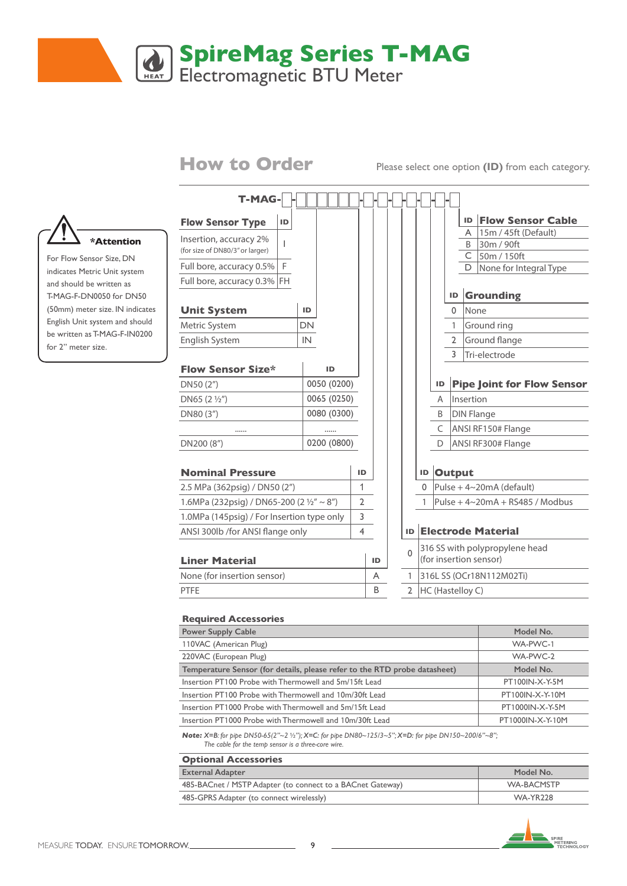# SpireMag Series T-MAG

## Electromagnetic BTU Meter

## How to Order

Please select one option **(ID)** from each category.

**T-MAG-** ☐-☐☐☐☐☐☐-☐-☐-☐-☐-☐-☐-☐

**\*Attention**

For Flow Sensor Size, DN indicates Metric Unit system and should be written as T-MAG-F-DN0050 for DN50 (50mm) meter size. IN indicates English Unit system and should be written as T-MAG-F-IN0200 for 2" meter size.

| Flow Sensor Type | ID |
|---|---|
| Insertion, accuracy 2% (for size of DN80/3" or larger) | I |
| Full bore, accuracy 0.5% | F |
| Full bore, accuracy 0.3% | FH |

| Unit System | ID |
|---|---|
| Metric System | DN |
| English System | IN |

| Flow Sensor Size* | ID |
|---|---|
| DN50 (2") | 0050 (0200) |
| DN65 (2 ½") | 0065 (0250) |
| DN80 (3") | 0080 (0300) |
| ...... | ...... |
| DN200 (8") | 0200 (0800) |

| Nominal Pressure | ID |
|---|---|
| 2.5 MPa (362psig) / DN50 (2") | 1 |
| 1.6MPa (232psig) / DN65-200 (2 ½" ~ 8") | 2 |
| 1.0MPa (145psig) / For Insertion type only | 3 |
| ANSI 300lb /for ANSI flange only | 4 |

| Liner Material | ID |
|---|---|
| None (for insertion sensor) | A |
| PTFE | B |

| ID | Electrode Material |
|---|---|
| 0 | 316 SS with polypropylene head (for insertion sensor) |
| 1 | 316L SS (OCr18N112M02Ti) |
| 2 | HC (Hastelloy C) |

| ID | Output |
|---|---|
| 0 | Pulse + 4~20mA (default) |
| 1 | Pulse + 4~20mA + RS485 / Modbus |

| ID | Pipe Joint for Flow Sensor |
|---|---|
| A | Insertion |
| B | DIN Flange |
| C | ANSI RF150# Flange |
| D | ANSI RF300# Flange |

| ID | Grounding |
|---|---|
| 0 | None |
| 1 | Ground ring |
| 2 | Ground flange |
| 3 | Tri-electrode |

| ID | Flow Sensor Cable |
|---|---|
| A | 15m / 45ft (Default) |
| B | 30m / 90ft |
| C | 50m / 150ft |
| D | None for Integral Type |

### Required Accessories

| Power Supply Cable | Model No. |
|---|---|
| 110VAC (American Plug) | WA-PWC-1 |
| 220VAC (European Plug) | WA-PWC-2 |
| **Temperature Sensor (for details, please refer to the RTD probe datasheet)** | **Model No.** |
| Insertion PT100 Probe with Thermowell and 5m/15ft Lead | PT100IN-X-Y-5M |
| Insertion PT100 Probe with Thermowell and 10m/30ft Lead | PT100IN-X-Y-10M |
| Insertion PT1000 Probe with Thermowell and 5m/15ft Lead | PT1000IN-X-Y-5M |
| Insertion PT1000 Probe with Thermowell and 10m/30ft Lead | PT1000IN-X-Y-10M |

*Note: X=B: for pipe DN50-65(2"~2 ½"); X=C: for pipe DN80~125/3~5"; X=D: for pipe DN150~200/6"~8";*
*The cable for the temp sensor is a three-core wire.*

### Optional Accessories

| External Adapter | Model No. |
|---|---|
| 485-BACnet / MSTP Adapter (to connect to a BACnet Gateway) | WA-BACMSTP |
| 485-GPRS Adapter (to connect wirelessly) | WA-YR228 |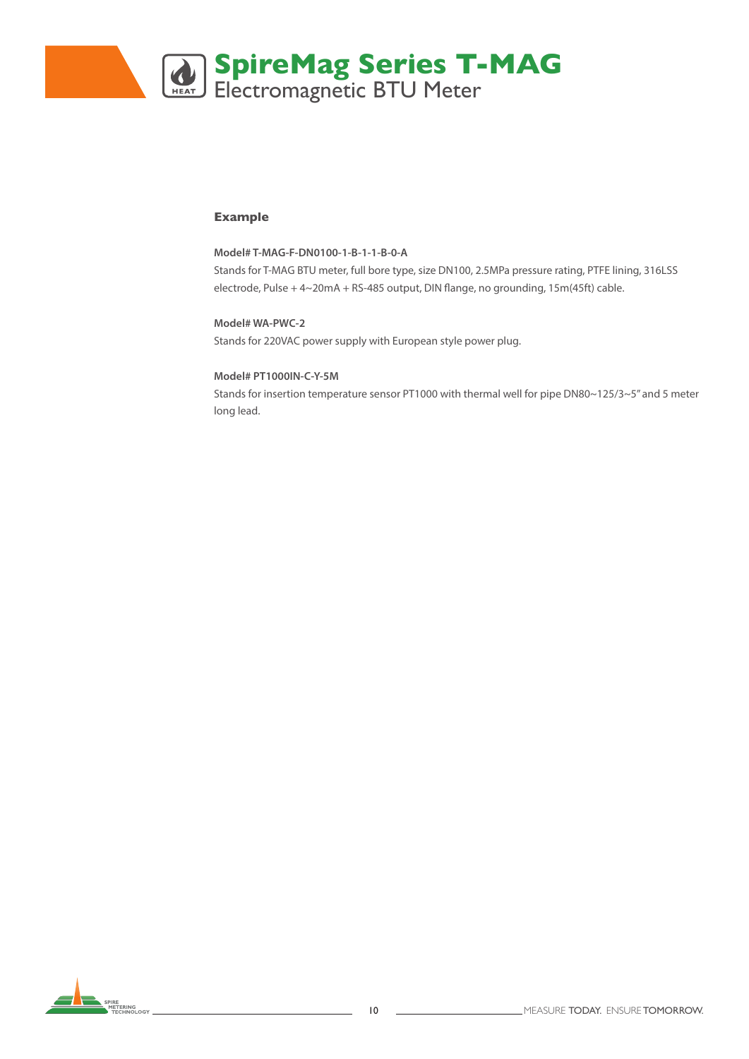### Example

**Model# T-MAG-F-DN0100-1-B-1-1-B-0-A**

Stands for T-MAG BTU meter, full bore type, size DN100, 2.5MPa pressure rating, PTFE lining, 316LSS electrode, Pulse + 4~20mA + RS-485 output, DIN flange, no grounding, 15m(45ft) cable.

**Model# WA-PWC-2**

Stands for 220VAC power supply with European style power plug.

**Model# PT1000IN-C-Y-5M**

Stands for insertion temperature sensor PT1000 with thermal well for pipe DN80~125/3~5" and 5 meter long lead.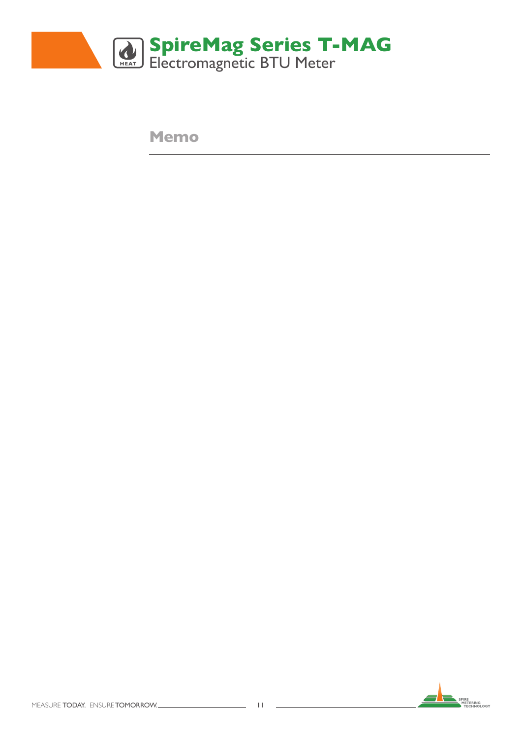## Memo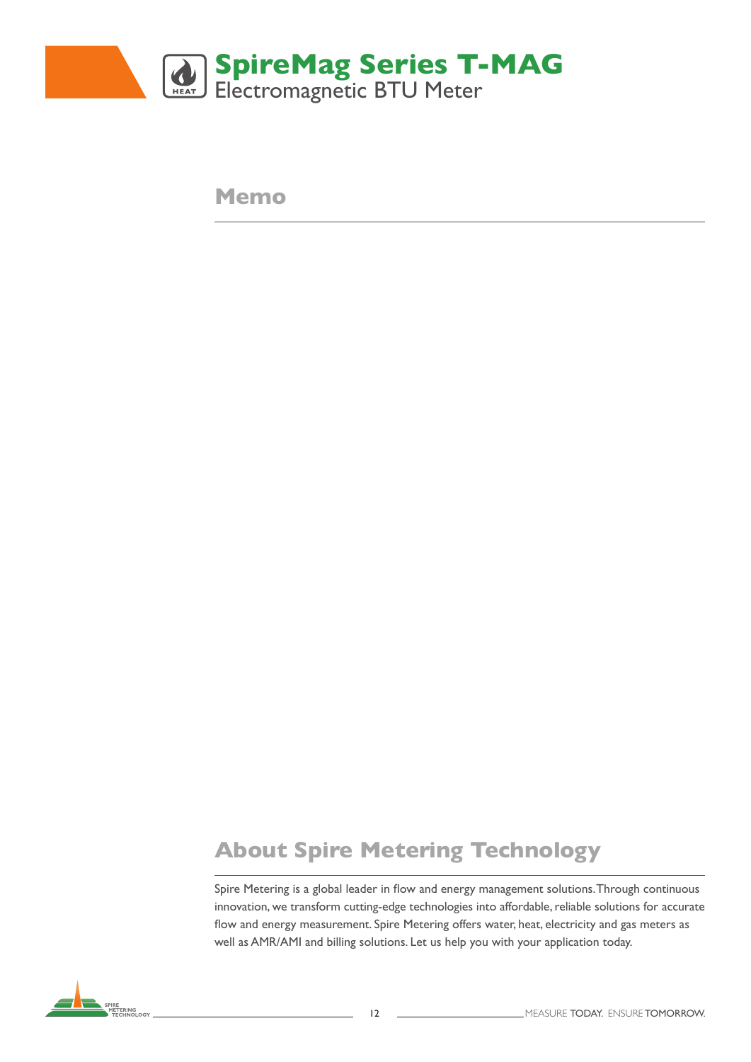## Memo

## About Spire Metering Technology

Spire Metering is a global leader in flow and energy management solutions. Through continuous innovation, we transform cutting-edge technologies into affordable, reliable solutions for accurate flow and energy measurement. Spire Metering offers water, heat, electricity and gas meters as well as AMR/AMI and billing solutions. Let us help you with your application today.